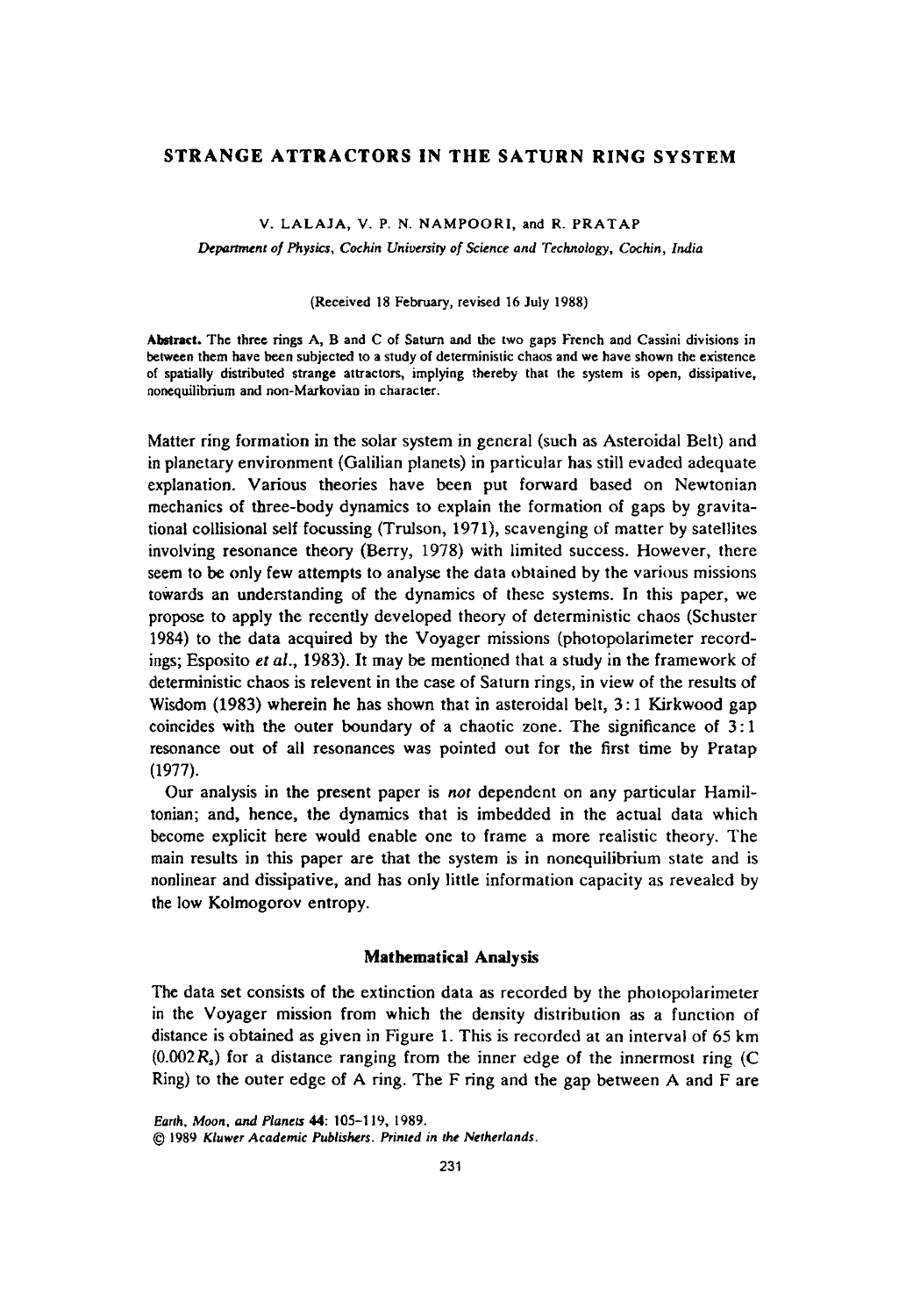# STRANGE ATTRACTORS IN THE SATURN RING SYSTEM

V. LALAJA, V. P. N. NAMPOORI, and R. PRATAP

*Department of Physics, Cochin University of Science and Technology, Cochin, India*

(Received 18 February, revised 16 July 1988)

**Abstract.** The three rings A, B and C of Saturn and the two gaps French and Cassini divisions in between them have been subjected to a study of deterministic chaos and we have shown the existence of spatially distributed strange attractors, implying thereby that the system is open, dissipative, nonequilibrium and non-Markovian in character.

Matter ring formation in the solar system in general (such as Asteroidal Belt) and in planetary environment (Galilian planets) in particular has still evaded adequate explanation. Various theories have been put forward based on Newtonian mechanics of three-body dynamics to explain the formation of gaps by gravitational collisional self focussing (Trulson, 1971), scavenging of matter by satellites involving resonance theory (Berry, 1978) with limited success. However, there seem to be only few attempts to analyse the data obtained by the various missions towards an understanding of the dynamics of these systems. In this paper, we propose to apply the recently developed theory of deterministic chaos (Schuster 1984) to the data acquired by the Voyager missions (photopolarimeter recordings; Esposito *et al.*, 1983). It may be mentioned that a study in the framework of deterministic chaos is relevent in the case of Saturn rings, in view of the results of Wisdom (1983) wherein he has shown that in asteroidal belt, 3:1 Kirkwood gap coincides with the outer boundary of a chaotic zone. The significance of 3:1 resonance out of all resonances was pointed out for the first time by Pratap (1977).

Our analysis in the present paper is *not* dependent on any particular Hamiltonian; and, hence, the dynamics that is imbedded in the actual data which become explicit here would enable one to frame a more realistic theory. The main results in this paper are that the system is in nonequilibrium state and is nonlinear and dissipative, and has only little information capacity as revealed by the low Kolmogorov entropy.

## Mathematical Analysis

The data set consists of the extinction data as recorded by the photopolarimeter in the Voyager mission from which the density distribution as a function of distance is obtained as given in Figure 1. This is recorded at an interval of 65 km ($0.002 R_s$) for a distance ranging from the inner edge of the innermost ring (C Ring) to the outer edge of A ring. The F ring and the gap between A and F are

*Earth, Moon, and Planets* **44**: 105–119, 1989.
© 1989 *Kluwer Academic Publishers. Printed in the Netherlands.*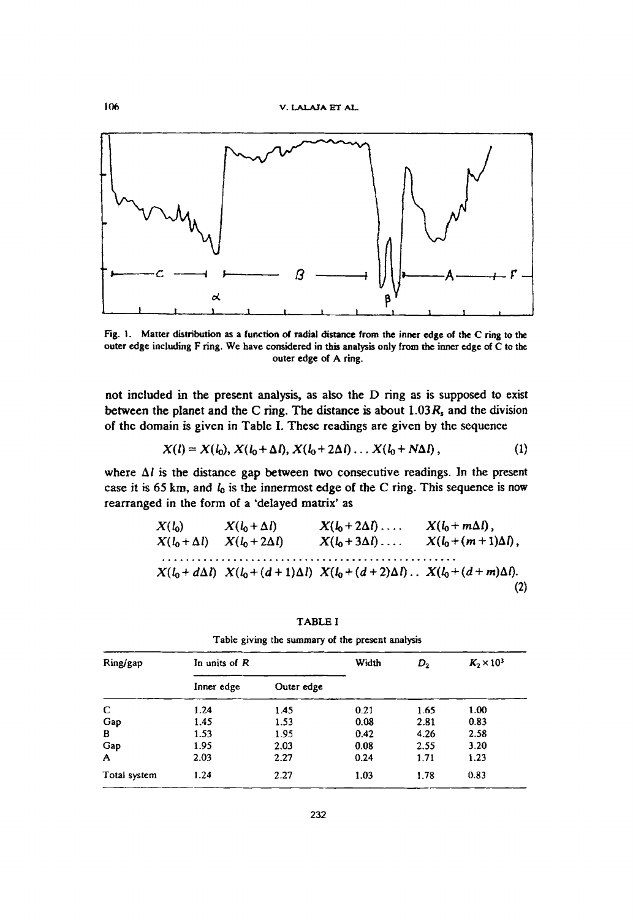Fig. 1. Matter distribution as a function of radial distance from the inner edge of the C ring to the outer edge including F ring. We have considered in this analysis only from the inner edge of C to the outer edge of A ring.

not included in the present analysis, as also the D ring as is supposed to exist between the planet and the C ring. The distance is about $1.03R_s$ and the division of the domain is given in Table I. These readings are given by the sequence

$$X(l) = X(l_0), X(l_0 + \Delta l), X(l_0 + 2\Delta l) \ldots X(l_0 + N\Delta l), \tag{1}$$

where $\Delta l$ is the distance gap between two consecutive readings. In the present case it is 65 km, and $l_0$ is the innermost edge of the C ring. This sequence is now rearranged in the form of a 'delayed matrix' as

$$\begin{array}{llll} X(l_0) & X(l_0 + \Delta l) & X(l_0 + 2\Delta l) \ldots. & X(l_0 + m\Delta l), \\ X(l_0 + \Delta l) & X(l_0 + 2\Delta l) & X(l_0 + 3\Delta l) \ldots. & X(l_0 + (m+1)\Delta l), \\ \ldots & & & \\ X(l_0 + d\Delta l) & X(l_0 + (d+1)\Delta l) & X(l_0 + (d+2)\Delta l) \ldots & X(l_0 + (d+m)\Delta l). \end{array} \tag{2}$$

TABLE I

Table giving the summary of the present analysis

| Ring/gap | In units of $R$ | | Width | $D_2$ | $K_2 \times 10^3$ |
|---|---|---|---|---|---|
| | Inner edge | Outer edge | | | |
| C | 1.24 | 1.45 | 0.21 | 1.65 | 1.00 |
| Gap | 1.45 | 1.53 | 0.08 | 2.81 | 0.83 |
| B | 1.53 | 1.95 | 0.42 | 4.26 | 2.58 |
| Gap | 1.95 | 2.03 | 0.08 | 2.55 | 3.20 |
| A | 2.03 | 2.27 | 0.24 | 1.71 | 1.23 |
| Total system | 1.24 | 2.27 | 1.03 | 1.78 | 0.83 |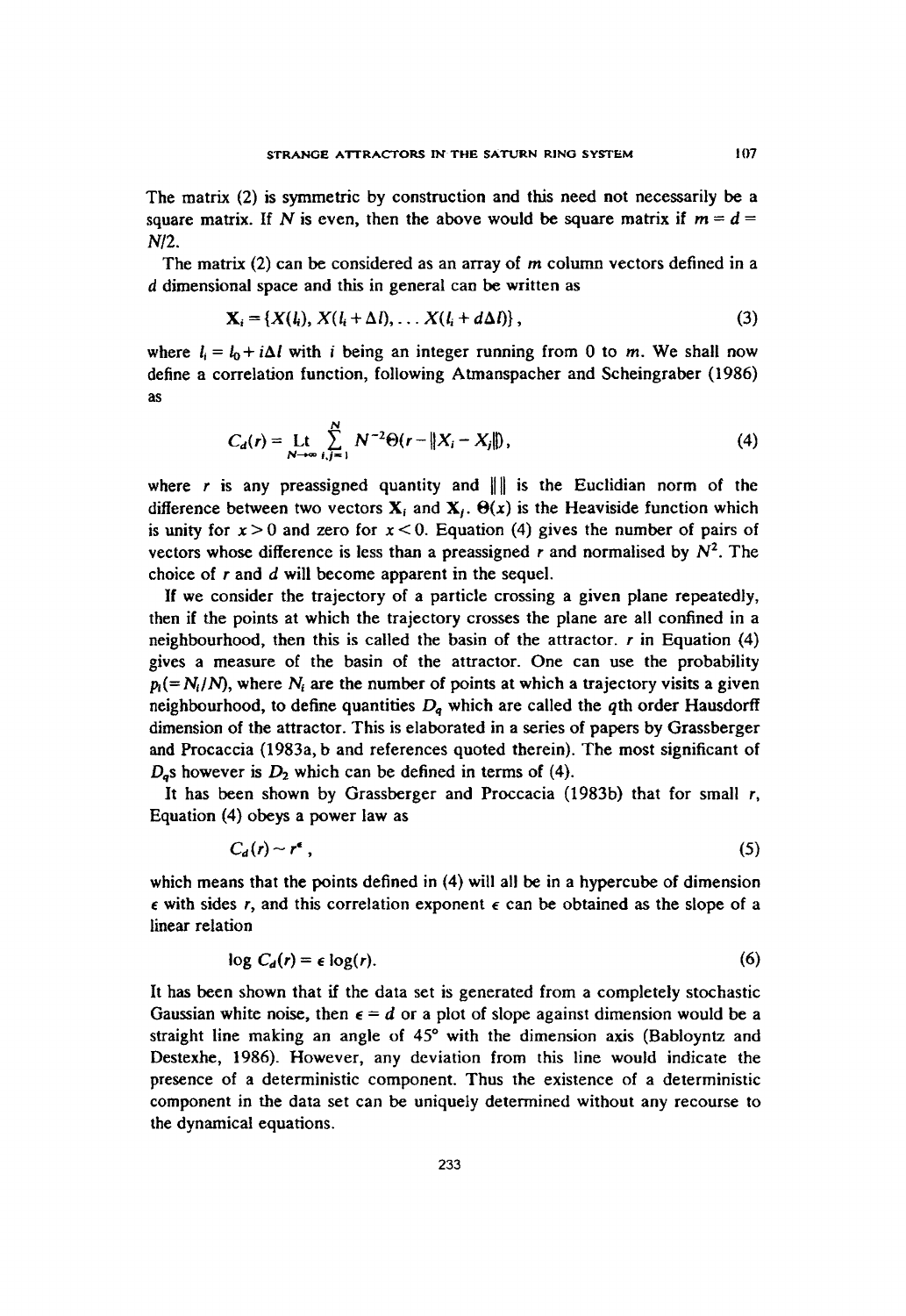The matrix (2) is symmetric by construction and this need not necessarily be a square matrix. If $N$ is even, then the above would be square matrix if $m = d = N/2$.

The matrix (2) can be considered as an array of $m$ column vectors defined in a $d$ dimensional space and this in general can be written as

$$\mathbf{X}_i = \{X(l_i), X(l_i + \Delta l), \dots X(l_i + d\Delta l)\}, \tag{3}$$

where $l_i = l_0 + i\Delta l$ with $i$ being an integer running from 0 to $m$. We shall now define a correlation function, following Atmanspacher and Scheingraber (1986) as

$$C_d(r) = \underset{N \to \infty}{\text{Lt}} \sum_{i,j=1}^{N} N^{-2} \Theta(r - \|X_i - X_j\|), \tag{4}$$

where $r$ is any preassigned quantity and $\| \|$ is the Euclidian norm of the difference between two vectors $\mathbf{X}_i$ and $\mathbf{X}_j$. $\Theta(x)$ is the Heaviside function which is unity for $x > 0$ and zero for $x < 0$. Equation (4) gives the number of pairs of vectors whose difference is less than a preassigned $r$ and normalised by $N^2$. The choice of $r$ and $d$ will become apparent in the sequel.

If we consider the trajectory of a particle crossing a given plane repeatedly, then if the points at which the trajectory crosses the plane are all confined in a neighbourhood, then this is called the basin of the attractor. $r$ in Equation (4) gives a measure of the basin of the attractor. One can use the probability $p_i (= N_i/N)$, where $N_i$ are the number of points at which a trajectory visits a given neighbourhood, to define quantities $D_q$ which are called the $q$th order Hausdorff dimension of the attractor. This is elaborated in a series of papers by Grassberger and Procaccia (1983a, b and references quoted therein). The most significant of $D_q$s however is $D_2$ which can be defined in terms of (4).

It has been shown by Grassberger and Proccacia (1983b) that for small $r$, Equation (4) obeys a power law as

$$C_d(r) \sim r^{\epsilon}, \tag{5}$$

which means that the points defined in (4) will all be in a hypercube of dimension $\epsilon$ with sides $r$, and this correlation exponent $\epsilon$ can be obtained as the slope of a linear relation

$$\log C_d(r) = \epsilon \log(r). \tag{6}$$

It has been shown that if the data set is generated from a completely stochastic Gaussian white noise, then $\epsilon = d$ or a plot of slope against dimension would be a straight line making an angle of 45° with the dimension axis (Babloyntz and Destexhe, 1986). However, any deviation from this line would indicate the presence of a deterministic component. Thus the existence of a deterministic component in the data set can be uniquely determined without any recourse to the dynamical equations.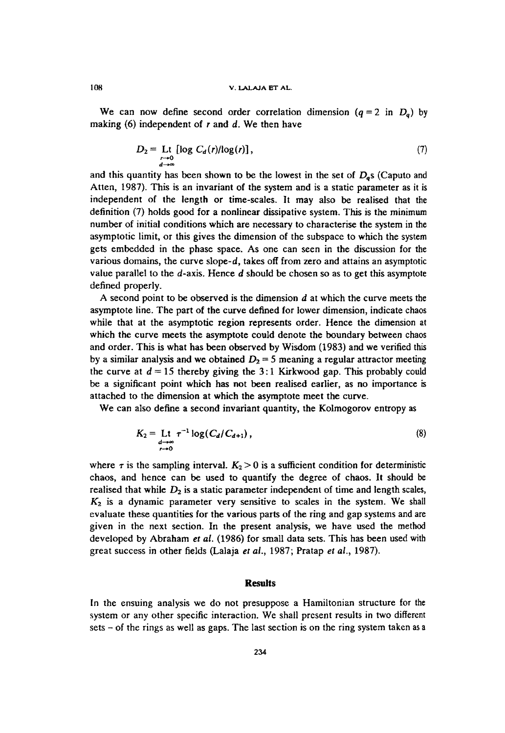We can now define second order correlation dimension ($q = 2$ in $D_q$) by making (6) independent of $r$ and $d$. We then have

$$D_2 = \underset{\substack{r \to 0 \\ d \to \infty}}{\mathrm{Lt}} [\log C_d(r)/\log(r)], \tag{7}$$

and this quantity has been shown to be the lowest in the set of $D_q$s (Caputo and Atten, 1987). This is an invariant of the system and is a static parameter as it is independent of the length or time-scales. It may also be realised that the definition (7) holds good for a nonlinear dissipative system. This is the minimum number of initial conditions which are necessary to characterise the system in the asymptotic limit, or this gives the dimension of the subspace to which the system gets embedded in the phase space. As one can seen in the discussion for the various domains, the curve slope-$d$, takes off from zero and attains an asymptotic value parallel to the $d$-axis. Hence $d$ should be chosen so as to get this asymptote defined properly.

A second point to be observed is the dimension $d$ at which the curve meets the asymptote line. The part of the curve defined for lower dimension, indicate chaos while that at the asymptotic region represents order. Hence the dimension at which the curve meets the asymptote could denote the boundary between chaos and order. This is what has been observed by Wisdom (1983) and we verified this by a similar analysis and we obtained $D_2 = 5$ meaning a regular attractor meeting the curve at $d = 15$ thereby giving the 3:1 Kirkwood gap. This probably could be a significant point which has not been realised earlier, as no importance is attached to the dimension at which the asymptote meet the curve.

We can also define a second invariant quantity, the Kolmogorov entropy as

$$K_2 = \underset{\substack{d \to \infty \\ r \to 0}}{\mathrm{Lt}} \tau^{-1} \log(C_d/C_{d+1}), \tag{8}$$

where $\tau$ is the sampling interval. $K_2 > 0$ is a sufficient condition for deterministic chaos, and hence can be used to quantify the degree of chaos. It should be realised that while $D_2$ is a static parameter independent of time and length scales, $K_2$ is a dynamic parameter very sensitive to scales in the system. We shall evaluate these quantities for the various parts of the ring and gap systems and are given in the next section. In the present analysis, we have used the method developed by Abraham *et al.* (1986) for small data sets. This has been used with great success in other fields (Lalaja *et al.*, 1987; Pratap *et al.*, 1987).

## Results

In the ensuing analysis we do not presuppose a Hamiltonian structure for the system or any other specific interaction. We shall present results in two different sets – of the rings as well as gaps. The last section is on the ring system taken as a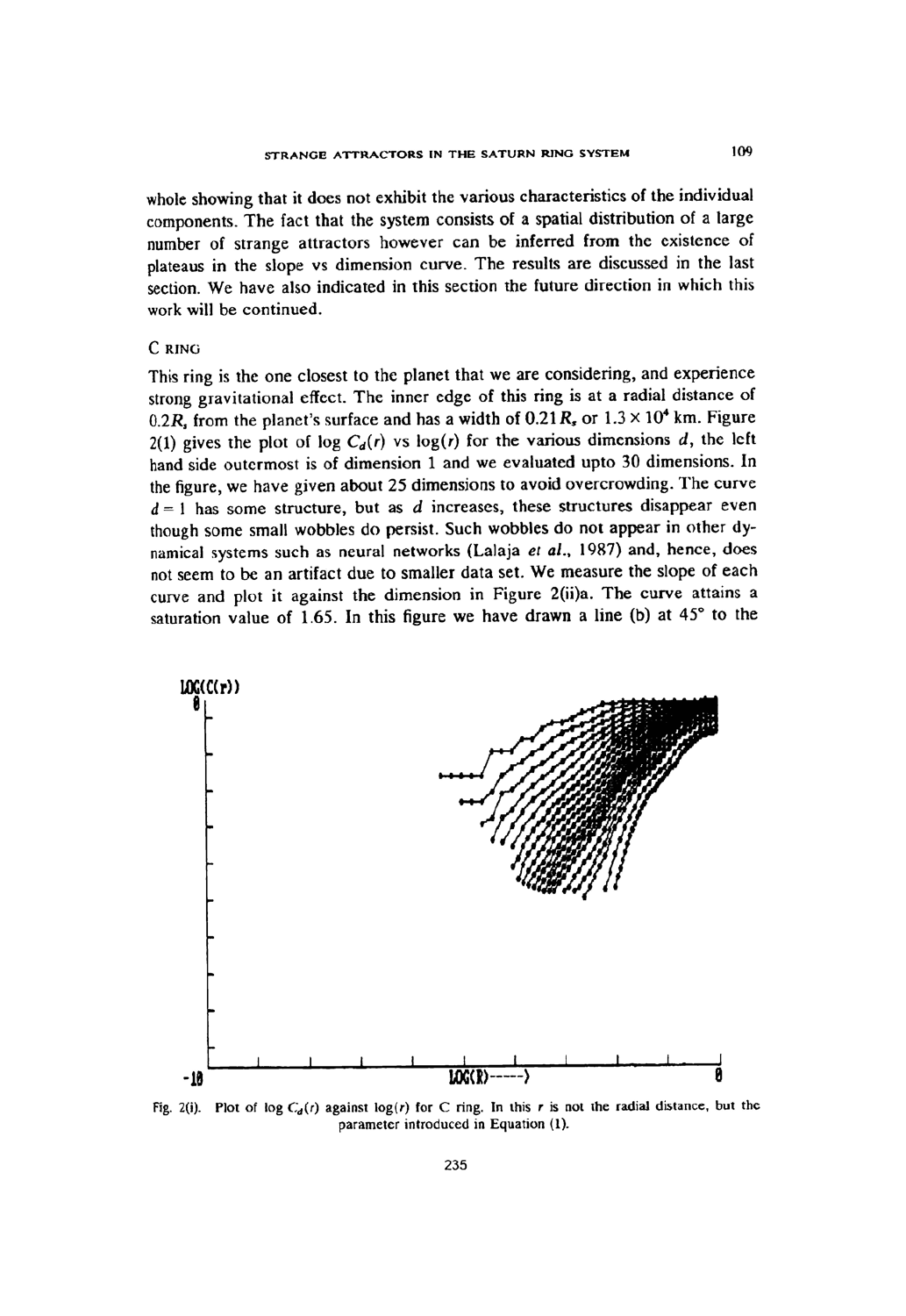whole showing that it does not exhibit the various characteristics of the individual components. The fact that the system consists of a spatial distribution of a large number of strange attractors however can be inferred from the existence of plateaus in the slope vs dimension curve. The results are discussed in the last section. We have also indicated in this section the future direction in which this work will be continued.

## C RING

This ring is the one closest to the planet that we are considering, and experience strong gravitational effect. The inner edge of this ring is at a radial distance of $0.2R_s$ from the planet's surface and has a width of $0.21R_s$ or $1.3 \times 10^4$ km. Figure 2(1) gives the plot of $\log C_d(r)$ vs $\log(r)$ for the various dimensions $d$, the left hand side outermost is of dimension 1 and we evaluated upto 30 dimensions. In the figure, we have given about 25 dimensions to avoid overcrowding. The curve $d = 1$ has some structure, but as $d$ increases, these structures disappear even though some small wobbles do persist. Such wobbles do not appear in other dynamical systems such as neural networks (Lalaja *et al.*, 1987) and, hence, does not seem to be an artifact due to smaller data set. We measure the slope of each curve and plot it against the dimension in Figure 2(ii)a. The curve attains a saturation value of 1.65. In this figure we have drawn a line (b) at 45° to the

Fig. 2(i). Plot of $\log C_d(r)$ against $\log(r)$ for C ring. In this $r$ is not the radial distance, but the parameter introduced in Equation (1).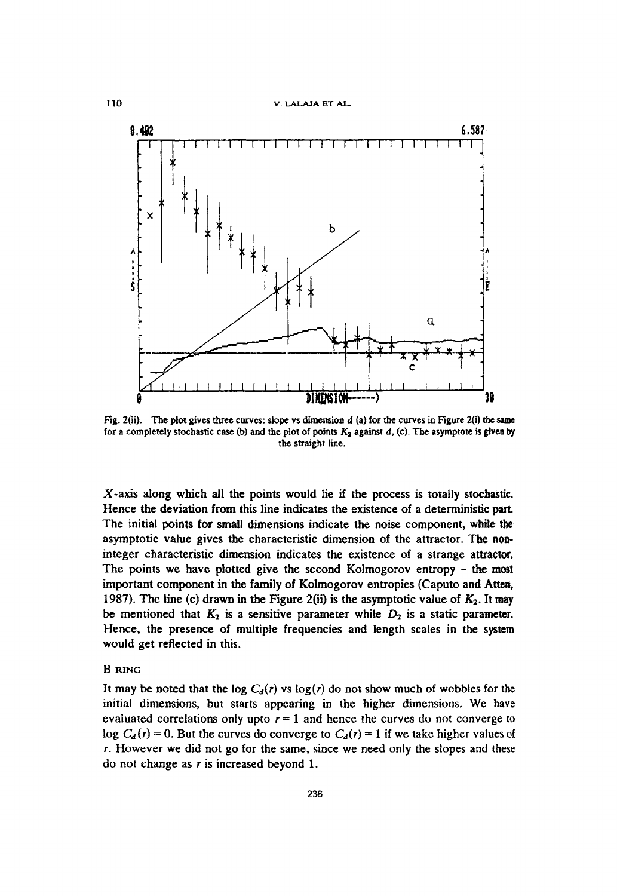Fig. 2(ii). The plot gives three curves: slope vs dimension $d$ (a) for the curves in Figure 2(i) the same for a completely stochastic case (b) and the plot of points $K_2$ against $d$, (c). The asymptote is given by the straight line.

$X$-axis along which all the points would lie if the process is totally stochastic. Hence the deviation from this line indicates the existence of a deterministic part. The initial points for small dimensions indicate the noise component, while the asymptotic value gives the characteristic dimension of the attractor. The non-integer characteristic dimension indicates the existence of a strange attractor. The points we have plotted give the second Kolmogorov entropy – the most important component in the family of Kolmogorov entropies (Caputo and Atten, 1987). The line (c) drawn in the Figure 2(ii) is the asymptotic value of $K_2$. It may be mentioned that $K_2$ is a sensitive parameter while $D_2$ is a static parameter. Hence, the presence of multiple frequencies and length scales in the system would get reflected in this.

### B RING

It may be noted that the log $C_d(r)$ vs $\log(r)$ do not show much of wobbles for the initial dimensions, but starts appearing in the higher dimensions. We have evaluated correlations only upto $r = 1$ and hence the curves do not converge to $\log C_d(r) = 0$. But the curves do converge to $C_d(r) = 1$ if we take higher values of $r$. However we did not go for the same, since we need only the slopes and these do not change as $r$ is increased beyond 1.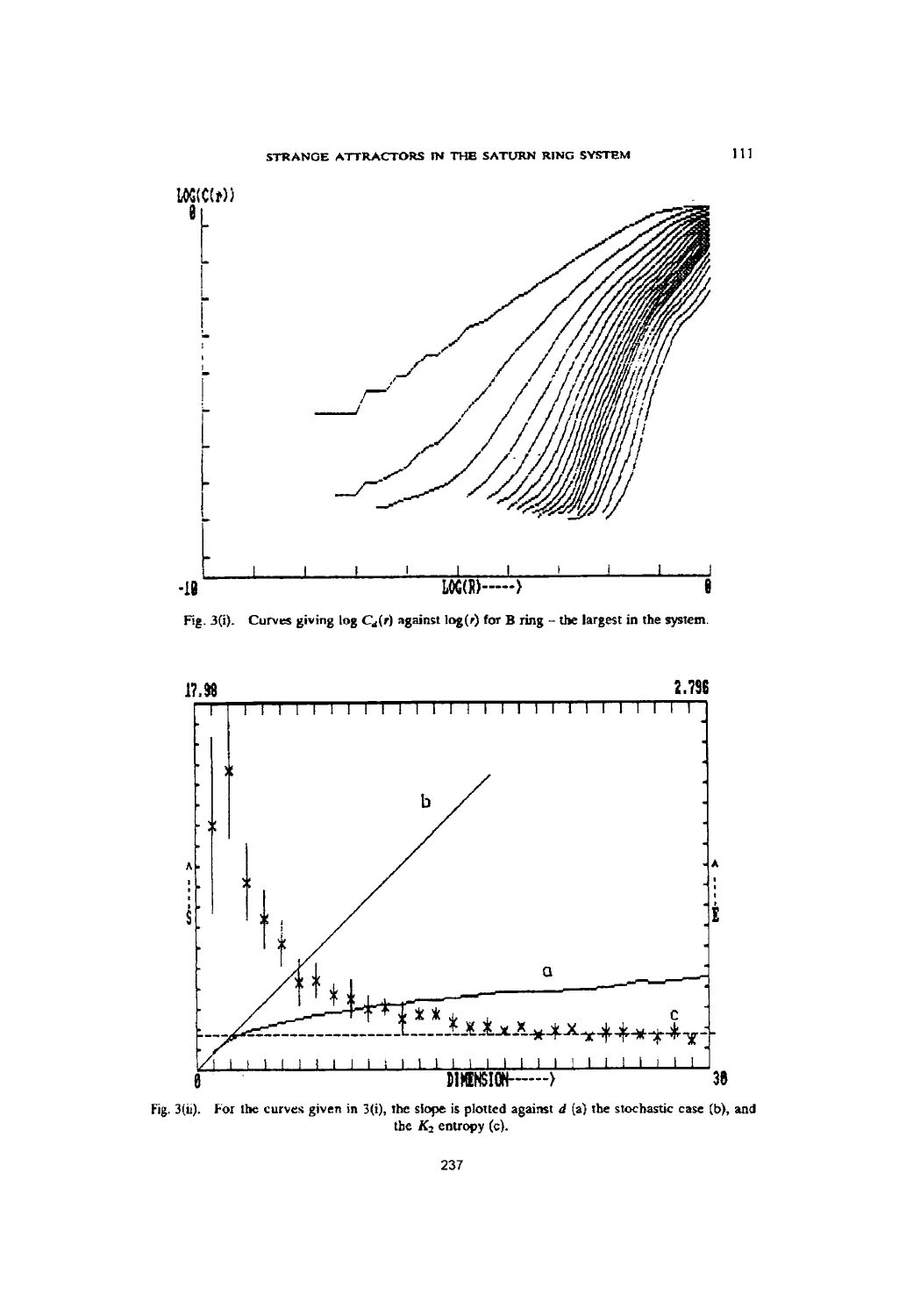Fig. 3(i). Curves giving log $C_d(r)$ against log($r$) for B ring – the largest in the system.

Fig. 3(ii). For the curves given in 3(i), the slope is plotted against $d$ (a) the stochastic case (b), and the $K_2$ entropy (c).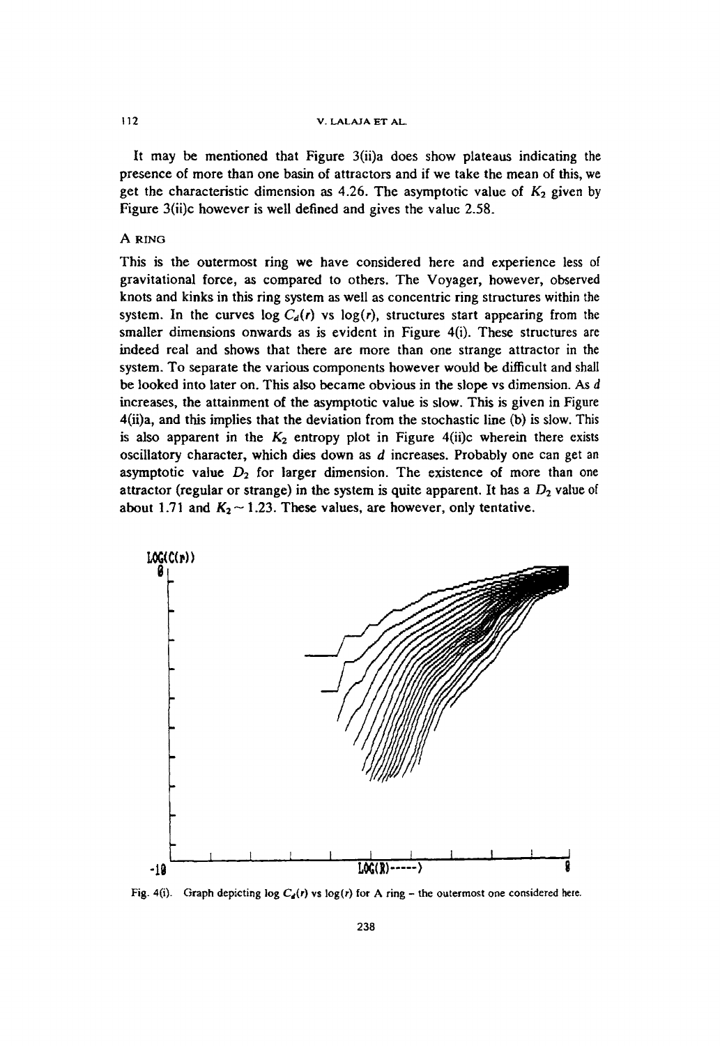It may be mentioned that Figure 3(ii)a does show plateaus indicating the presence of more than one basin of attractors and if we take the mean of this, we get the characteristic dimension as 4.26. The asymptotic value of $K_2$ given by Figure 3(ii)c however is well defined and gives the value 2.58.

## A RING

This is the outermost ring we have considered here and experience less of gravitational force, as compared to others. The Voyager, however, observed knots and kinks in this ring system as well as concentric ring structures within the system. In the curves log $C_d(r)$ vs log($r$), structures start appearing from the smaller dimensions onwards as is evident in Figure 4(i). These structures are indeed real and shows that there are more than one strange attractor in the system. To separate the various components however would be difficult and shall be looked into later on. This also became obvious in the slope vs dimension. As $d$ increases, the attainment of the asymptotic value is slow. This is given in Figure 4(ii)a, and this implies that the deviation from the stochastic line (b) is slow. This is also apparent in the $K_2$ entropy plot in Figure 4(ii)c wherein there exists oscillatory character, which dies down as $d$ increases. Probably one can get an asymptotic value $D_2$ for larger dimension. The existence of more than one attractor (regular or strange) in the system is quite apparent. It has a $D_2$ value of about 1.71 and $K_2 \sim 1.23$. These values, are however, only tentative.

Fig. 4(i). Graph depicting log $C_d(r)$ vs log($r$) for A ring – the outermost one considered here.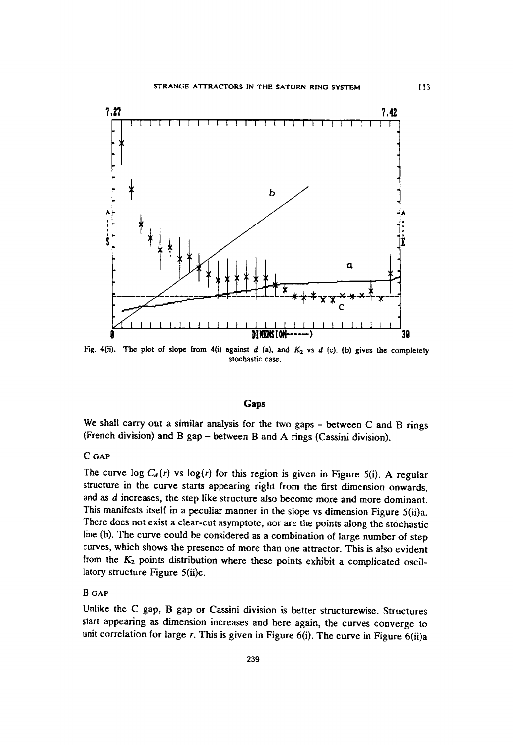Fig. 4(ii). The plot of slope from 4(i) against $d$ (a), and $K_2$ vs $d$ (c). (b) gives the completely stochastic case.

## Gaps

We shall carry out a similar analysis for the two gaps – between C and B rings (French division) and B gap – between B and A rings (Cassini division).

### C GAP

The curve log $C_d(r)$ vs log($r$) for this region is given in Figure 5(i). A regular structure in the curve starts appearing right from the first dimension onwards, and as $d$ increases, the step like structure also become more and more dominant. This manifests itself in a peculiar manner in the slope vs dimension Figure 5(ii)a. There does not exist a clear-cut asymptote, nor are the points along the stochastic line (b). The curve could be considered as a combination of large number of step curves, which shows the presence of more than one attractor. This is also evident from the $K_2$ points distribution where these points exhibit a complicated oscillatory structure Figure 5(ii)c.

### B GAP

Unlike the C gap, B gap or Cassini division is better structurewise. Structures start appearing as dimension increases and here again, the curves converge to unit correlation for large $r$. This is given in Figure 6(i). The curve in Figure 6(ii)a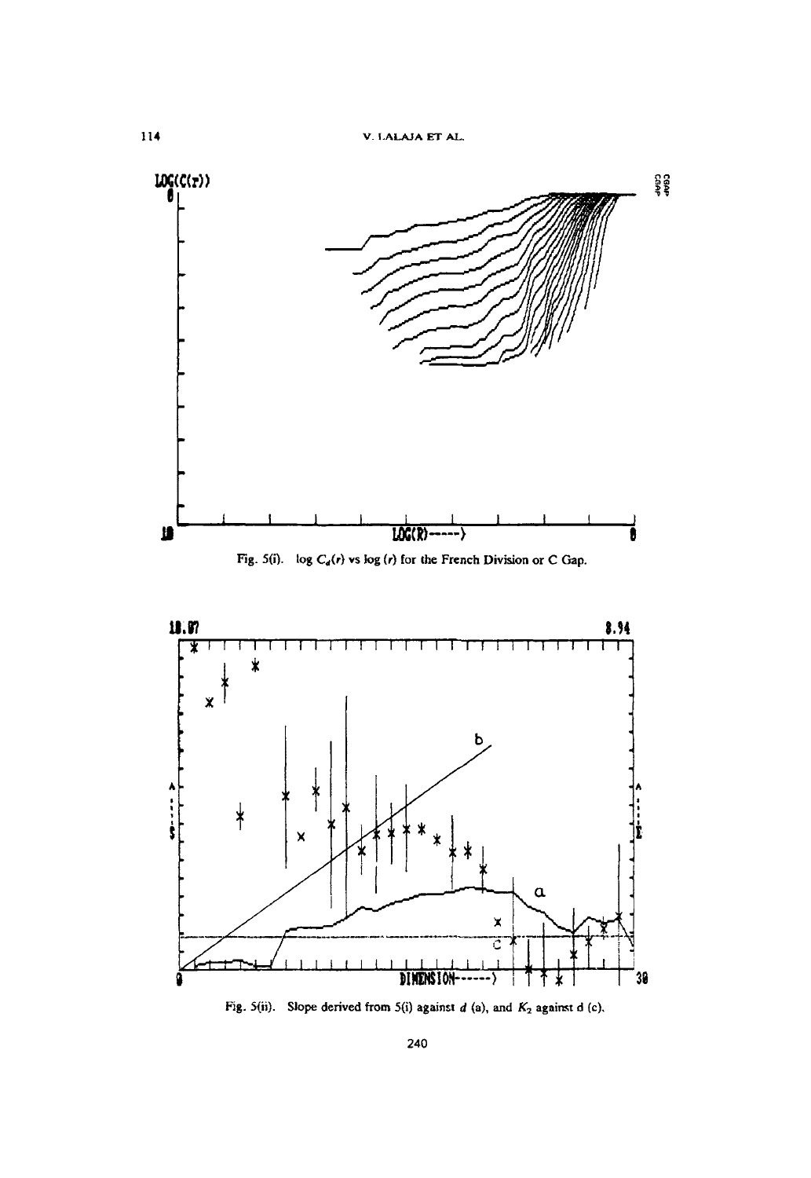Fig. 5(i). $\log C_d(r)$ vs $\log(r)$ for the French Division or C Gap.

Fig. 5(ii). Slope derived from 5(i) against $d$ (a), and $K_2$ against d (c).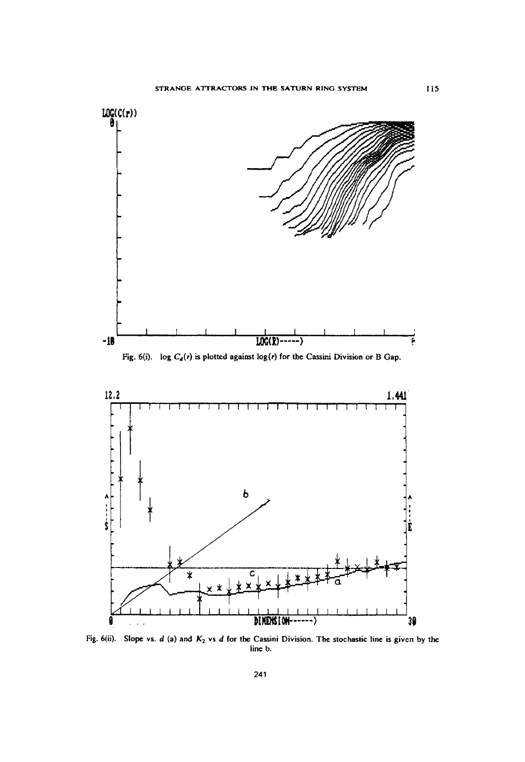Fig. 6(i). log $C_d(r)$ is plotted against $\log(r)$ for the Cassini Division or B Gap.

Fig. 6(ii). Slope vs. $d$ (a) and $K_2$ vs $d$ for the Cassini Division. The stochastic line is given by the line b.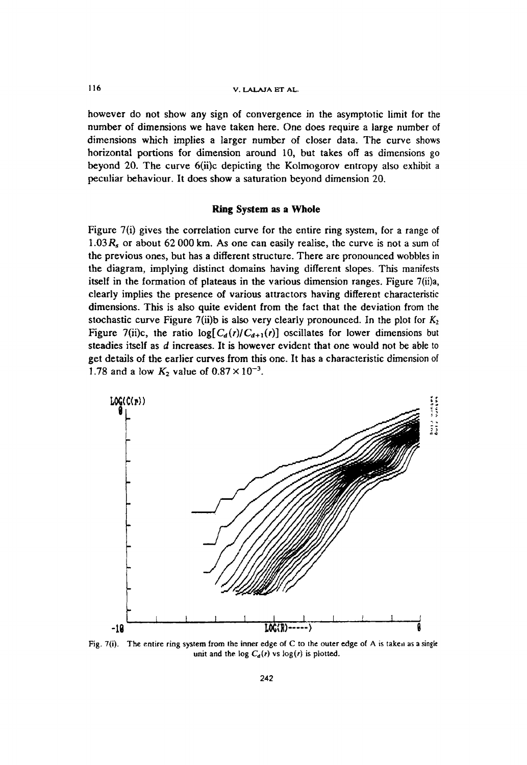however do not show any sign of convergence in the asymptotic limit for the number of dimensions we have taken here. One does require a large number of dimensions which implies a larger number of closer data. The curve shows horizontal portions for dimension around 10, but takes off as dimensions go beyond 20. The curve 6(ii)c depicting the Kolmogorov entropy also exhibit a peculiar behaviour. It does show a saturation beyond dimension 20.

### Ring System as a Whole

Figure 7(i) gives the correlation curve for the entire ring system, for a range of $1.03R_s$ or about 62 000 km. As one can easily realise, the curve is not a sum of the previous ones, but has a different structure. There are pronounced wobbles in the diagram, implying distinct domains having different slopes. This manifests itself in the formation of plateaus in the various dimension ranges. Figure 7(ii)a, clearly implies the presence of various attractors having different characteristic dimensions. This is also quite evident from the fact that the deviation from the stochastic curve Figure 7(ii)b is also very clearly pronounced. In the plot for $K_2$ Figure 7(ii)c, the ratio $\log[C_d(r)/C_{d+1}(r)]$ oscillates for lower dimensions but steadies itself as $d$ increases. It is however evident that one would not be able to get details of the earlier curves from this one. It has a characteristic dimension of 1.78 and a low $K_2$ value of $0.87 \times 10^{-3}$.

Fig. 7(i). The entire ring system from the inner edge of C to the outer edge of A is taken as a single unit and the $\log C_d(r)$ vs $\log(r)$ is plotted.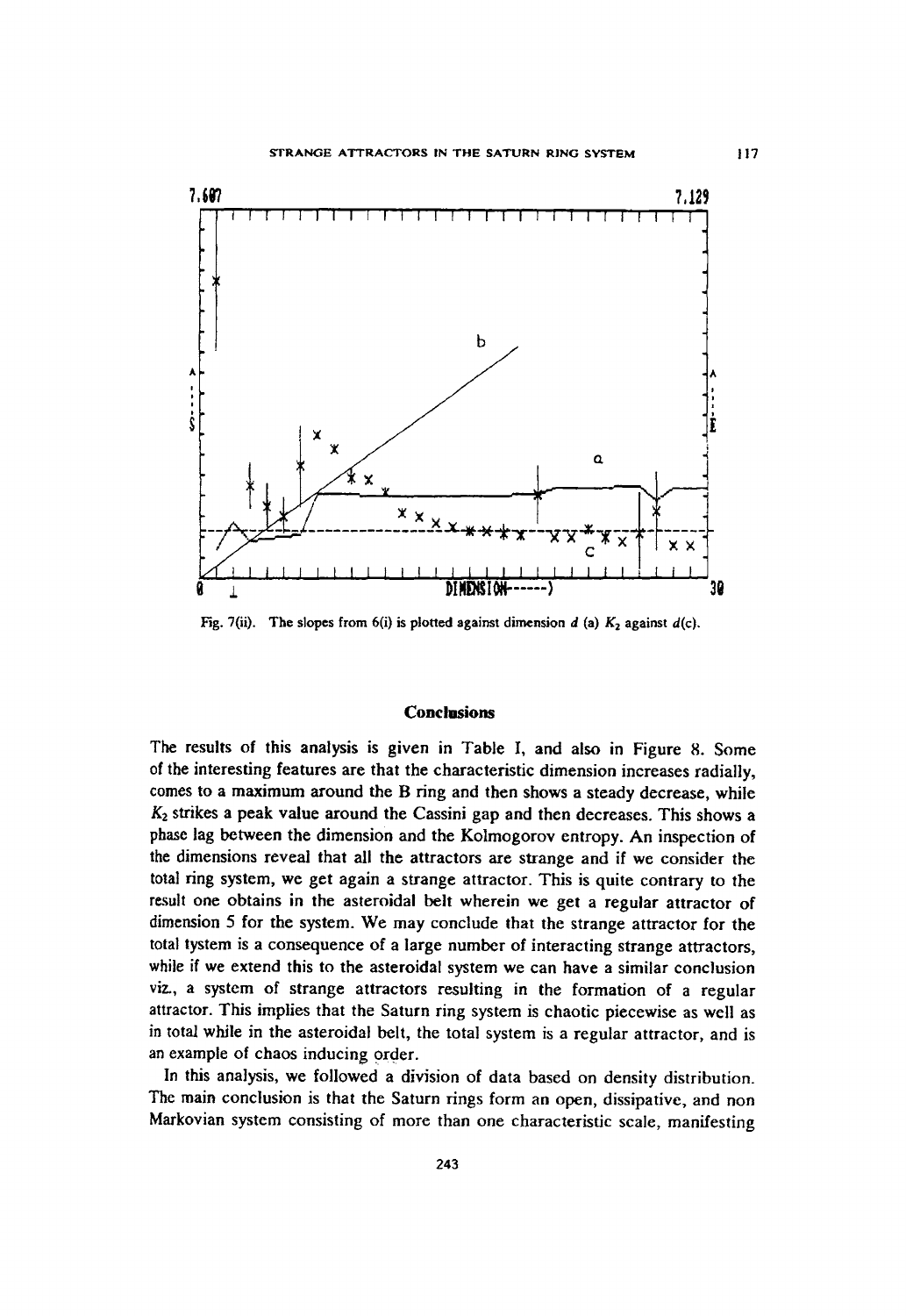Fig. 7(ii). The slopes from 6(i) is plotted against dimension $d$ (a) $K_2$ against $d$(c).

## Conclusions

The results of this analysis is given in Table I, and also in Figure 8. Some of the interesting features are that the characteristic dimension increases radially, comes to a maximum around the B ring and then shows a steady decrease, while $K_2$ strikes a peak value around the Cassini gap and then decreases. This shows a phase lag between the dimension and the Kolmogorov entropy. An inspection of the dimensions reveal that all the attractors are strange and if we consider the total ring system, we get again a strange attractor. This is quite contrary to the result one obtains in the asteroidal belt wherein we get a regular attractor of dimension 5 for the system. We may conclude that the strange attractor for the total tystem is a consequence of a large number of interacting strange attractors, while if we extend this to the asteroidal system we can have a similar conclusion viz., a system of strange attractors resulting in the formation of a regular attractor. This implies that the Saturn ring system is chaotic piecewise as well as in total while in the asteroidal belt, the total system is a regular attractor, and is an example of chaos inducing order.

In this analysis, we followed a division of data based on density distribution. The main conclusion is that the Saturn rings form an open, dissipative, and non Markovian system consisting of more than one characteristic scale, manifesting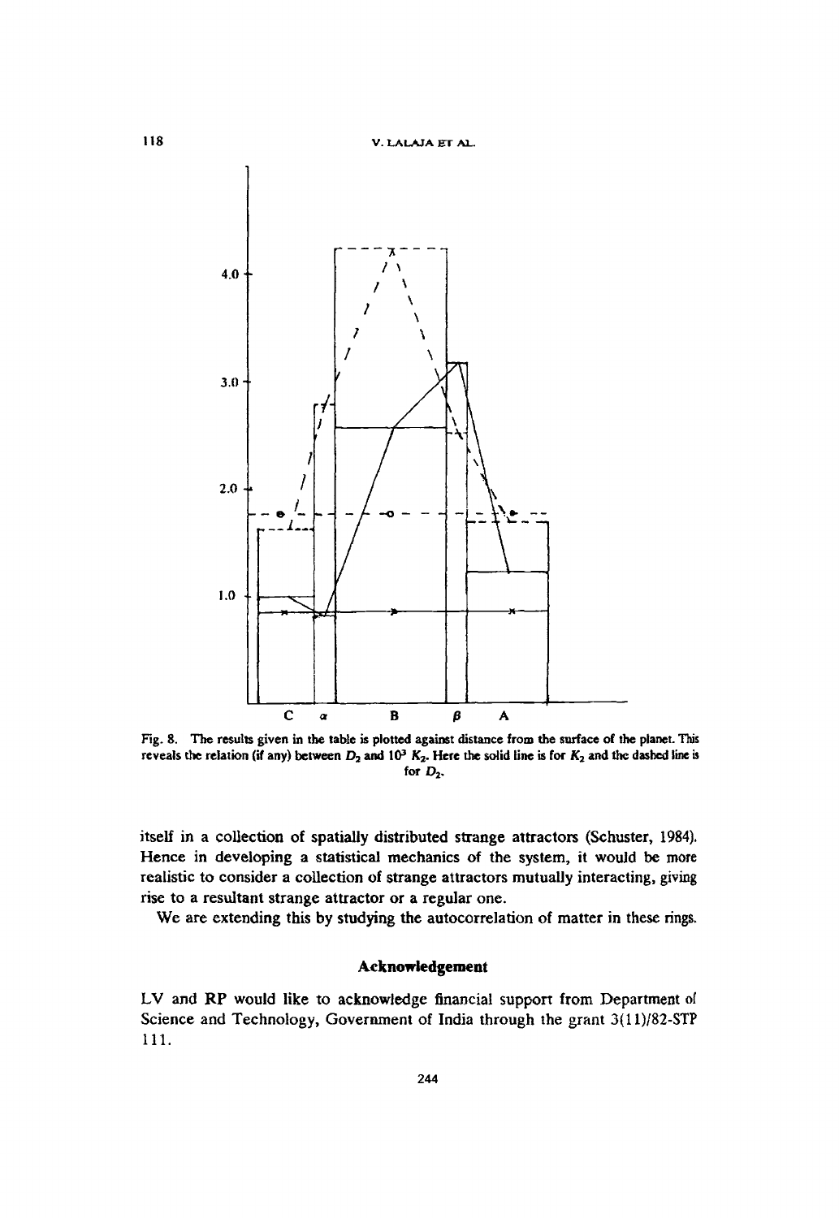Fig. 8. The results given in the table is plotted against distance from the surface of the planet. This reveals the relation (if any) between $D_2$ and $10^3$ $K_2$. Here the solid line is for $K_2$ and the dashed line is for $D_2$.

itself in a collection of spatially distributed strange attractors (Schuster, 1984). Hence in developing a statistical mechanics of the system, it would be more realistic to consider a collection of strange attractors mutually interacting, giving rise to a resultant strange attractor or a regular one.

We are extending this by studying the autocorrelation of matter in these rings.

## Acknowledgement

LV and RP would like to acknowledge financial support from Department of Science and Technology, Government of India through the grant 3(11)/82-STP 111.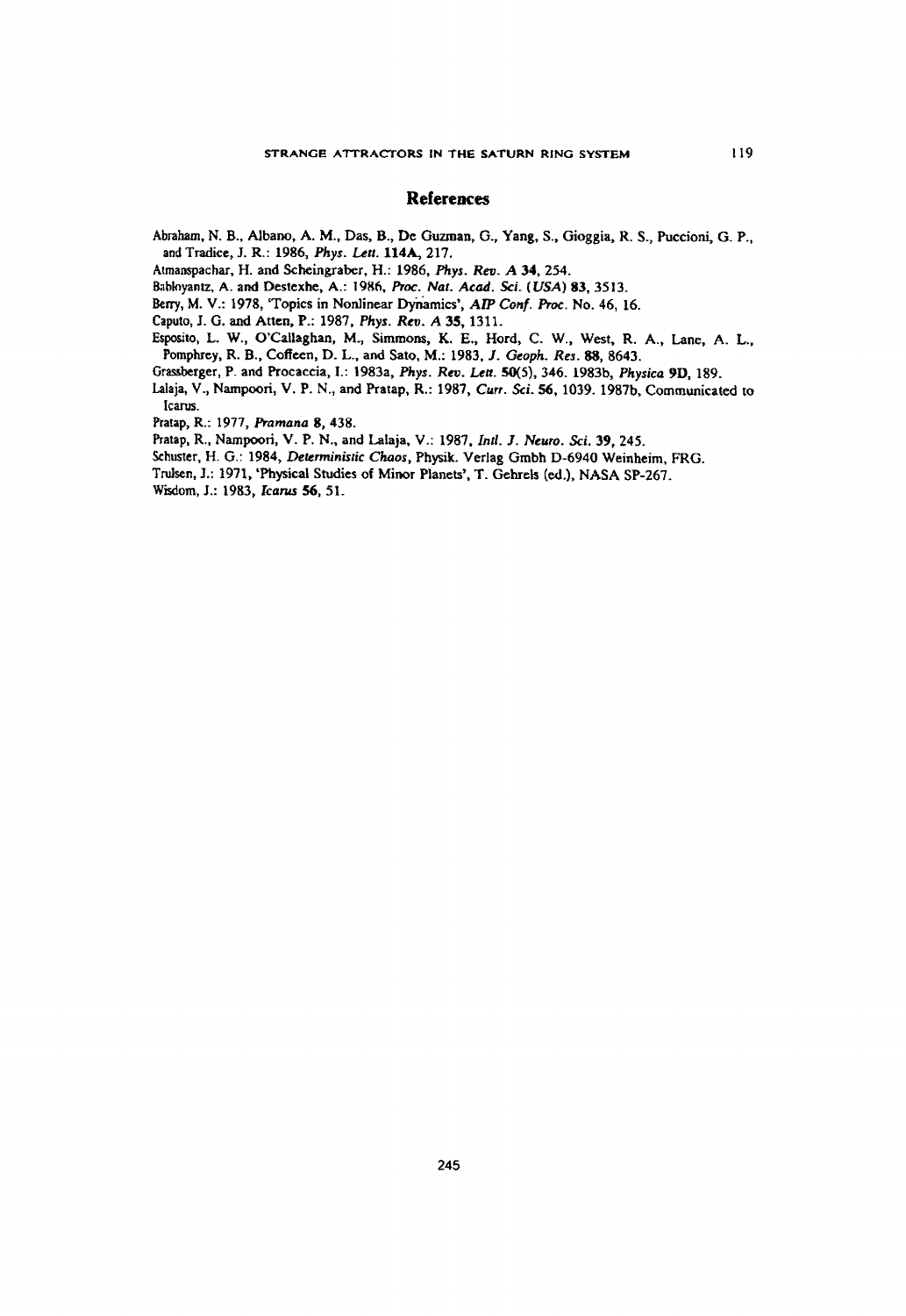## References

Abraham, N. B., Albano, A. M., Das, B., De Guzman, G., Yang, S., Gioggia, R. S., Puccioni, G. P., and Tradice, J. R.: 1986, *Phys. Lett.* **114A**, 217.

Atmanspachar, H. and Scheingraber, H.: 1986, *Phys. Rev. A* **34**, 254.

Babloyantz, A. and Destexhe, A.: 1986, *Proc. Nat. Acad. Sci. (USA)* **83**, 3513.

Berry, M. V.: 1978, 'Topics in Nonlinear Dynamics', *AIP Conf. Proc.* No. 46, 16.

Caputo, J. G. and Atten, P.: 1987, *Phys. Rev. A* **35**, 1311.

Esposito, L. W., O'Callaghan, M., Simmons, K. E., Hord, C. W., West, R. A., Lane, A. L., Pomphrey, R. B., Coffeen, D. L., and Sato, M.: 1983, *J. Geoph. Res.* **88**, 8643.

Grassberger, P. and Procaccia, I.: 1983a, *Phys. Rev. Lett.* **50**(5), 346. 1983b, *Physica* **9D**, 189.

Lalaja, V., Nampoori, V. P. N., and Pratap, R.: 1987, *Curr. Sci.* **56**, 1039. 1987b, Communicated to Icarus.

Pratap, R.: 1977, *Pramana* **8**, 438.

Pratap, R., Nampoori, V. P. N., and Lalaja, V.: 1987, *Intl. J. Neuro. Sci.* **39**, 245.

Schuster, H. G.: 1984, *Deterministic Chaos*, Physik. Verlag Gmbh D-6940 Weinheim, FRG.

Trulsen, J.: 1971, 'Physical Studies of Minor Planets', T. Gehrels (ed.), NASA SP-267.

Wisdom, J.: 1983, *Icarus* **56**, 51.